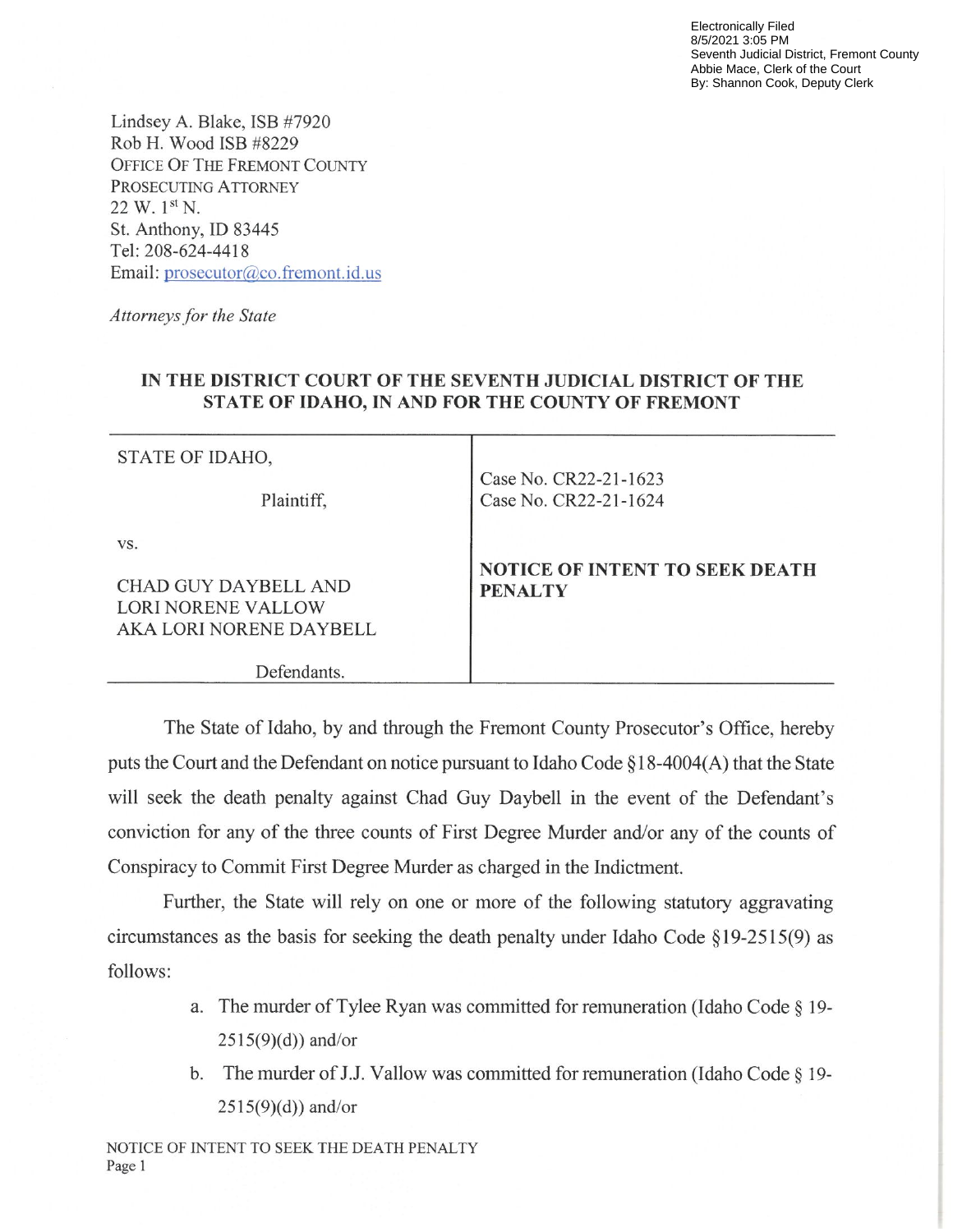Electronically Filed
8/5/2021 3:05 PM
Seventh Judicial District, Fremont County
Abbie Mace, Clerk of the Court
By: Shannon Cook, Deputy Clerk

Lindsey A. Blake, ISB #7920
Rob H. Wood ISB #8229
OFFICE OF THE FREMONT COUNTY
PROSECUTING ATTORNEY
22 W. 1st N.
St. Anthony, ID 83445
Tel: 208-624-4418
Email: prosecutor@co.fremont.id.us

*Attorneys for the State*

**IN THE DISTRICT COURT OF THE SEVENTH JUDICIAL DISTRICT OF THE STATE OF IDAHO, IN AND FOR THE COUNTY OF FREMONT**

| | |
|---|---|
| STATE OF IDAHO,<br><br>Plaintiff,<br><br>vs.<br><br>CHAD GUY DAYBELL AND LORI NORENE VALLOW AKA LORI NORENE DAYBELL<br><br>Defendants. | Case No. CR22-21-1623<br>Case No. CR22-21-1624<br><br>**NOTICE OF INTENT TO SEEK DEATH PENALTY** |

The State of Idaho, by and through the Fremont County Prosecutor's Office, hereby puts the Court and the Defendant on notice pursuant to Idaho Code §18-4004(A) that the State will seek the death penalty against Chad Guy Daybell in the event of the Defendant's conviction for any of the three counts of First Degree Murder and/or any of the counts of Conspiracy to Commit First Degree Murder as charged in the Indictment.

Further, the State will rely on one or more of the following statutory aggravating circumstances as the basis for seeking the death penalty under Idaho Code §19-2515(9) as follows:

a. The murder of Tylee Ryan was committed for remuneration (Idaho Code § 19-2515(9)(d)) and/or

b. The murder of J.J. Vallow was committed for remuneration (Idaho Code § 19-2515(9)(d)) and/or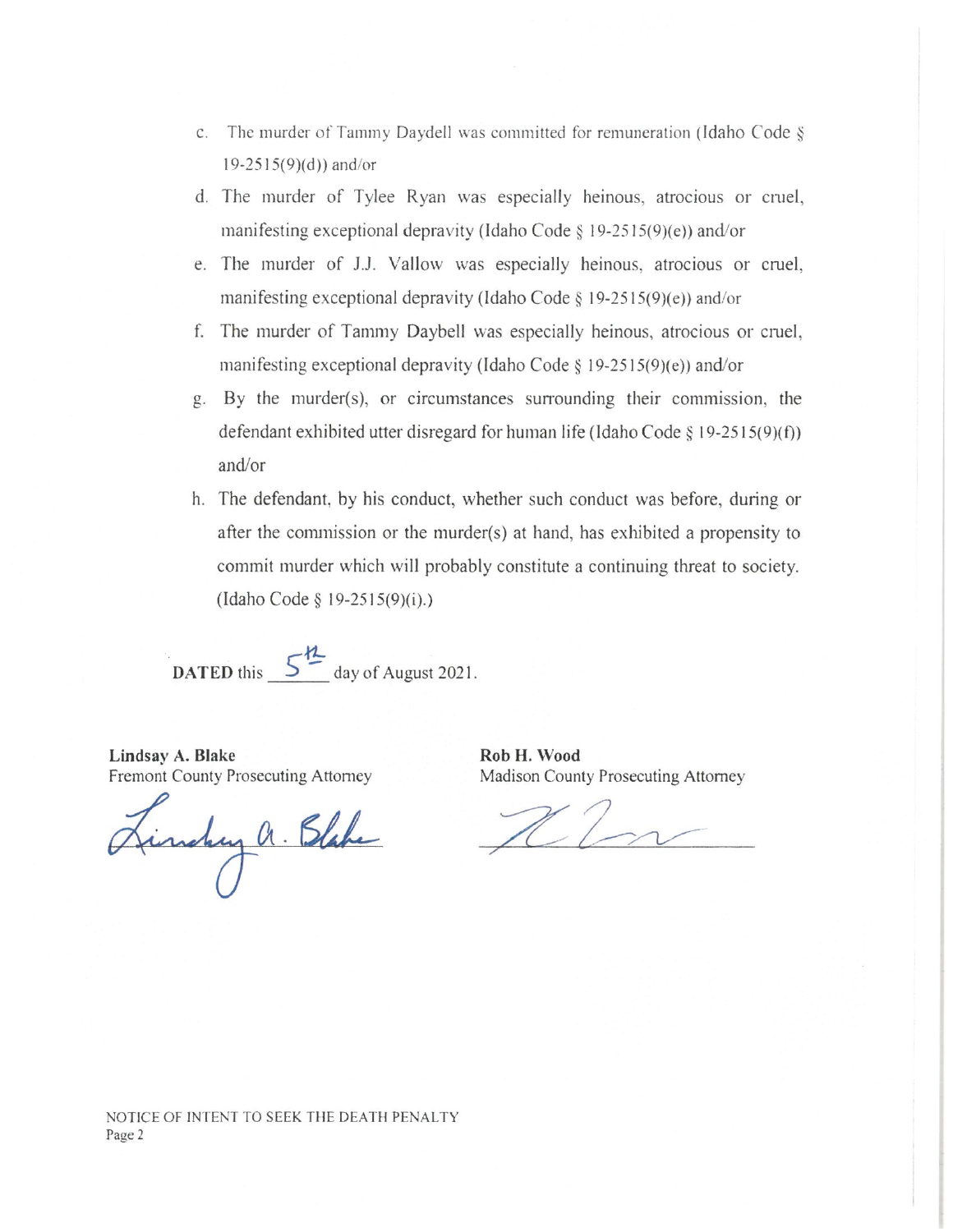c. The murder of Tammy Daydell was committed for remuneration (Idaho Code § 19-2515(9)(d)) and/or

d. The murder of Tylee Ryan was especially heinous, atrocious or cruel, manifesting exceptional depravity (Idaho Code § 19-2515(9)(e)) and/or

e. The murder of J.J. Vallow was especially heinous, atrocious or cruel, manifesting exceptional depravity (Idaho Code § 19-2515(9)(e)) and/or

f. The murder of Tammy Daybell was especially heinous, atrocious or cruel, manifesting exceptional depravity (Idaho Code § 19-2515(9)(e)) and/or

g. By the murder(s), or circumstances surrounding their commission, the defendant exhibited utter disregard for human life (Idaho Code § 19-2515(9)(f)) and/or

h. The defendant, by his conduct, whether such conduct was before, during or after the commission or the murder(s) at hand, has exhibited a propensity to commit murder which will probably constitute a continuing threat to society. (Idaho Code § 19-2515(9)(i).)

**DATED** this 5th day of August 2021.

**Lindsay A. Blake**
Fremont County Prosecuting Attorney

*Lindsay A. Blake*

**Rob H. Wood**
Madison County Prosecuting Attorney

*[signature]*

NOTICE OF INTENT TO SEEK THE DEATH PENALTY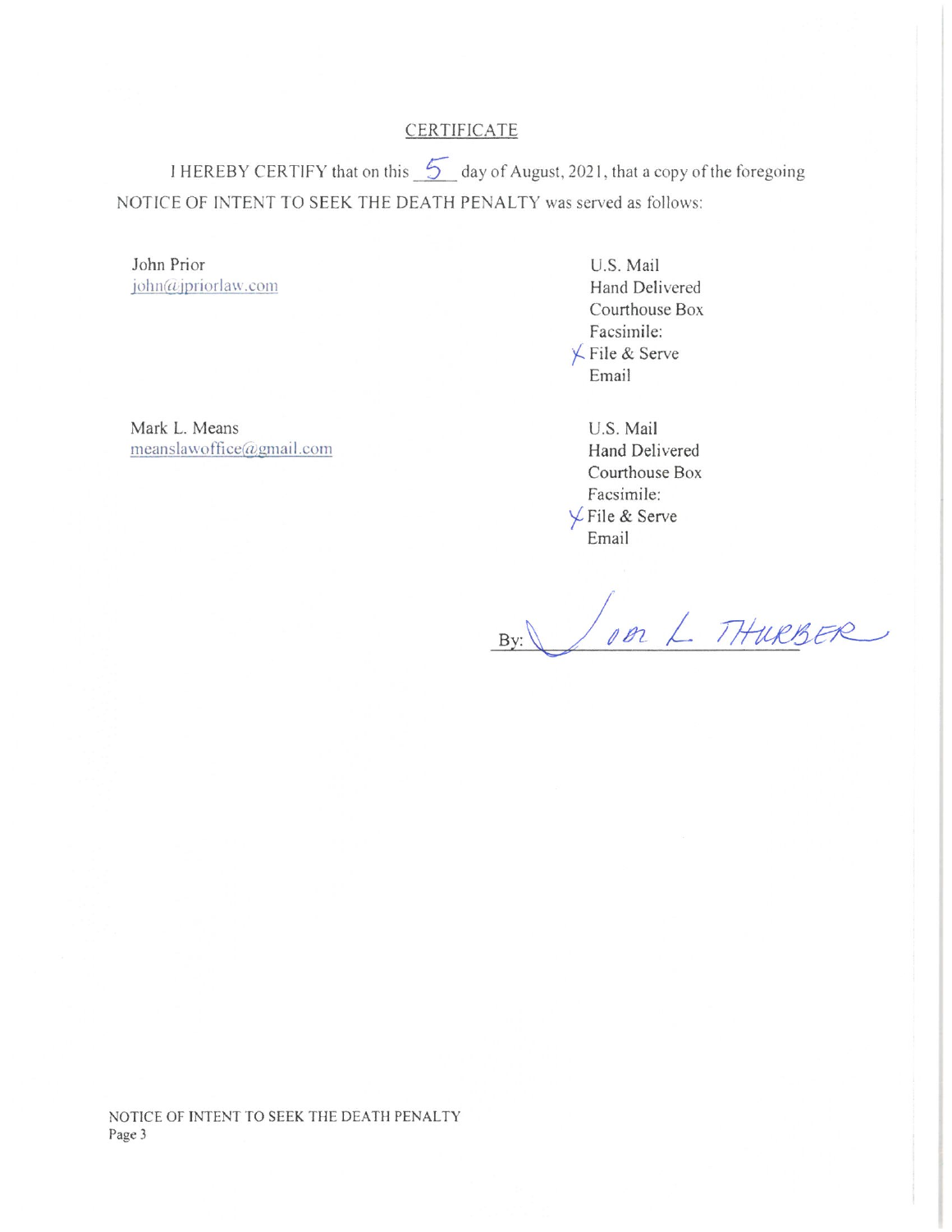## CERTIFICATE

I HEREBY CERTIFY that on this 5 day of August, 2021, that a copy of the foregoing NOTICE OF INTENT TO SEEK THE DEATH PENALTY was served as follows:

John Prior
john@jpriorlaw.com

U.S. Mail
Hand Delivered
Courthouse Box
Facsimile:
X File & Serve
Email

Mark L. Means
meanslawoffice@gmail.com

U.S. Mail
Hand Delivered
Courthouse Box
Facsimile:
X File & Serve
Email

By: Jon L. Thurber

NOTICE OF INTENT TO SEEK THE DEATH PENALTY